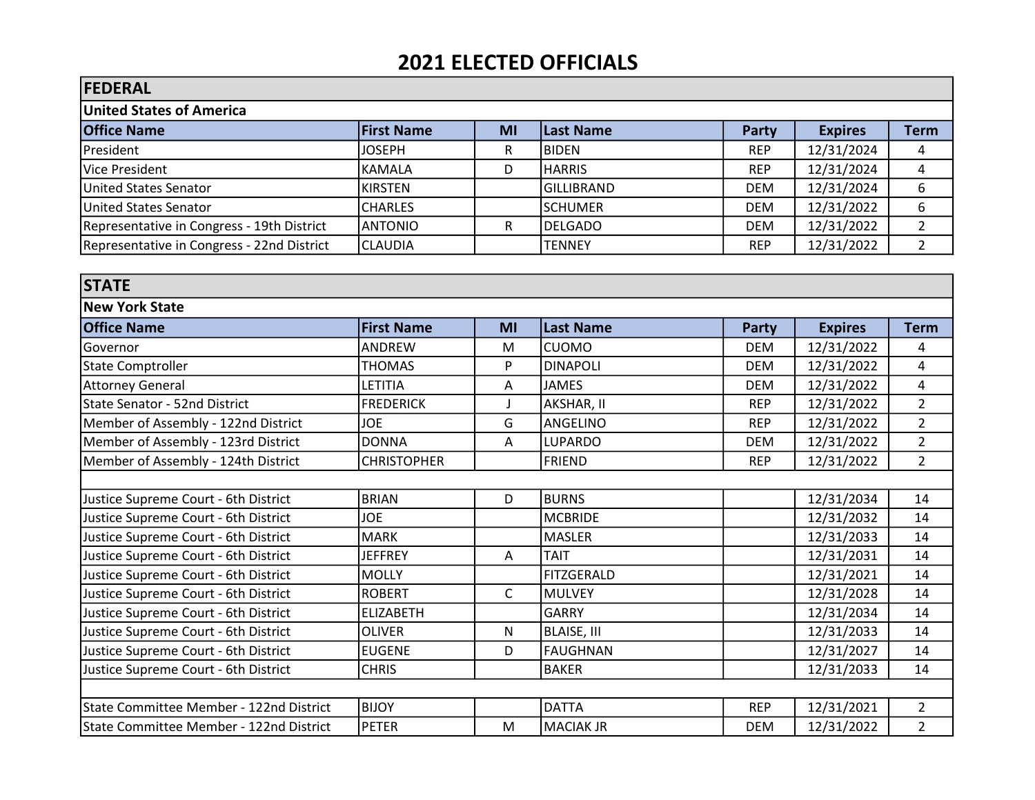# 2021 ELECTED OFFICIALS

## FEDERAL

**United States of America**

| Office Name | First Name | MI | Last Name | Party | Expires | Term |
|---|---|---|---|---|---|---|
| President | JOSEPH | R | BIDEN | REP | 12/31/2024 | 4 |
| Vice President | KAMALA | D | HARRIS | REP | 12/31/2024 | 4 |
| United States Senator | KIRSTEN | | GILLIBRAND | DEM | 12/31/2024 | 6 |
| United States Senator | CHARLES | | SCHUMER | DEM | 12/31/2022 | 6 |
| Representative in Congress - 19th District | ANTONIO | R | DELGADO | DEM | 12/31/2022 | 2 |
| Representative in Congress - 22nd District | CLAUDIA | | TENNEY | REP | 12/31/2022 | 2 |

## STATE

**New York State**

| Office Name | First Name | MI | Last Name | Party | Expires | Term |
|---|---|---|---|---|---|---|
| Governor | ANDREW | M | CUOMO | DEM | 12/31/2022 | 4 |
| State Comptroller | THOMAS | P | DINAPOLI | DEM | 12/31/2022 | 4 |
| Attorney General | LETITIA | A | JAMES | DEM | 12/31/2022 | 4 |
| State Senator - 52nd District | FREDERICK | J | AKSHAR, II | REP | 12/31/2022 | 2 |
| Member of Assembly - 122nd District | JOE | G | ANGELINO | REP | 12/31/2022 | 2 |
| Member of Assembly - 123rd District | DONNA | A | LUPARDO | DEM | 12/31/2022 | 2 |
| Member of Assembly - 124th District | CHRISTOPHER | | FRIEND | REP | 12/31/2022 | 2 |
| | | | | | | |
| Justice Supreme Court - 6th District | BRIAN | D | BURNS | | 12/31/2034 | 14 |
| Justice Supreme Court - 6th District | JOE | | MCBRIDE | | 12/31/2032 | 14 |
| Justice Supreme Court - 6th District | MARK | | MASLER | | 12/31/2033 | 14 |
| Justice Supreme Court - 6th District | JEFFREY | A | TAIT | | 12/31/2031 | 14 |
| Justice Supreme Court - 6th District | MOLLY | | FITZGERALD | | 12/31/2021 | 14 |
| Justice Supreme Court - 6th District | ROBERT | C | MULVEY | | 12/31/2028 | 14 |
| Justice Supreme Court - 6th District | ELIZABETH | | GARRY | | 12/31/2034 | 14 |
| Justice Supreme Court - 6th District | OLIVER | N | BLAISE, III | | 12/31/2033 | 14 |
| Justice Supreme Court - 6th District | EUGENE | D | FAUGHNAN | | 12/31/2027 | 14 |
| Justice Supreme Court - 6th District | CHRIS | | BAKER | | 12/31/2033 | 14 |
| | | | | | | |
| State Committee Member - 122nd District | BIJOY | | DATTA | REP | 12/31/2021 | 2 |
| State Committee Member - 122nd District | PETER | M | MACIAK JR | DEM | 12/31/2022 | 2 |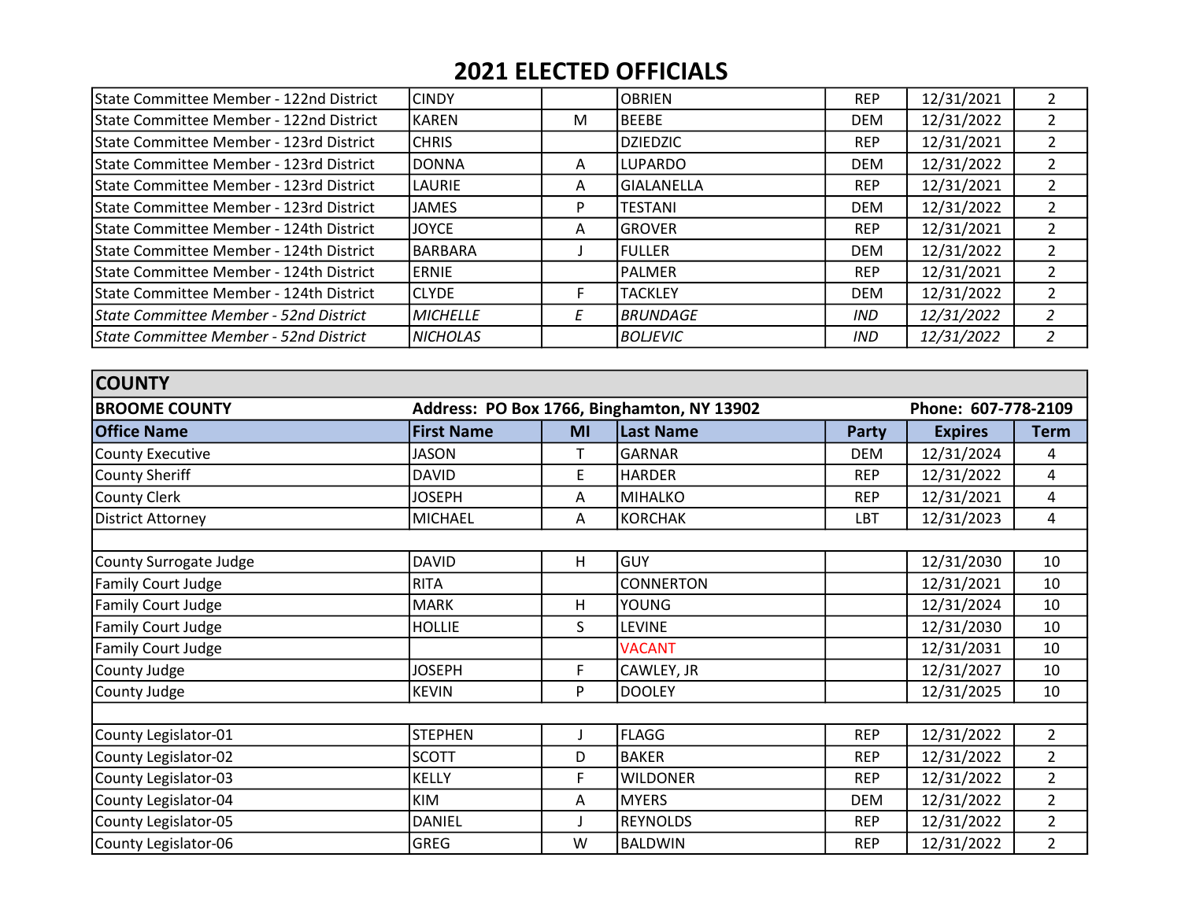# 2021 ELECTED OFFICIALS

| | | | | | | |
|---|---|---|---|---|---|---|
| State Committee Member - 122nd District | CINDY | | OBRIEN | REP | 12/31/2021 | 2 |
| State Committee Member - 122nd District | KAREN | M | BEEBE | DEM | 12/31/2022 | 2 |
| State Committee Member - 123rd District | CHRIS | | DZIEDZIC | REP | 12/31/2021 | 2 |
| State Committee Member - 123rd District | DONNA | A | LUPARDO | DEM | 12/31/2022 | 2 |
| State Committee Member - 123rd District | LAURIE | A | GIALANELLA | REP | 12/31/2021 | 2 |
| State Committee Member - 123rd District | JAMES | P | TESTANI | DEM | 12/31/2022 | 2 |
| State Committee Member - 124th District | JOYCE | A | GROVER | REP | 12/31/2021 | 2 |
| State Committee Member - 124th District | BARBARA | J | FULLER | DEM | 12/31/2022 | 2 |
| State Committee Member - 124th District | ERNIE | | PALMER | REP | 12/31/2021 | 2 |
| State Committee Member - 124th District | CLYDE | F | TACKLEY | DEM | 12/31/2022 | 2 |
| *State Committee Member - 52nd District* | *MICHELLE* | *E* | *BRUNDAGE* | *IND* | *12/31/2022* | *2* |
| *State Committee Member - 52nd District* | *NICHOLAS* | | *BOLJEVIC* | *IND* | *12/31/2022* | *2* |

## COUNTY

**BROOME COUNTY** — **Address: PO Box 1766, Binghamton, NY 13902** — **Phone: 607-778-2109**

| Office Name | First Name | MI | Last Name | Party | Expires | Term |
|---|---|---|---|---|---|---|
| County Executive | JASON | T | GARNAR | DEM | 12/31/2024 | 4 |
| County Sheriff | DAVID | E | HARDER | REP | 12/31/2022 | 4 |
| County Clerk | JOSEPH | A | MIHALKO | REP | 12/31/2021 | 4 |
| District Attorney | MICHAEL | A | KORCHAK | LBT | 12/31/2023 | 4 |
| | | | | | | |
| County Surrogate Judge | DAVID | H | GUY | | 12/31/2030 | 10 |
| Family Court Judge | RITA | | CONNERTON | | 12/31/2021 | 10 |
| Family Court Judge | MARK | H | YOUNG | | 12/31/2024 | 10 |
| Family Court Judge | HOLLIE | S | LEVINE | | 12/31/2030 | 10 |
| Family Court Judge | | | VACANT | | 12/31/2031 | 10 |
| County Judge | JOSEPH | F | CAWLEY, JR | | 12/31/2027 | 10 |
| County Judge | KEVIN | P | DOOLEY | | 12/31/2025 | 10 |
| | | | | | | |
| County Legislator-01 | STEPHEN | J | FLAGG | REP | 12/31/2022 | 2 |
| County Legislator-02 | SCOTT | D | BAKER | REP | 12/31/2022 | 2 |
| County Legislator-03 | KELLY | F | WILDONER | REP | 12/31/2022 | 2 |
| County Legislator-04 | KIM | A | MYERS | DEM | 12/31/2022 | 2 |
| County Legislator-05 | DANIEL | J | REYNOLDS | REP | 12/31/2022 | 2 |
| County Legislator-06 | GREG | W | BALDWIN | REP | 12/31/2022 | 2 |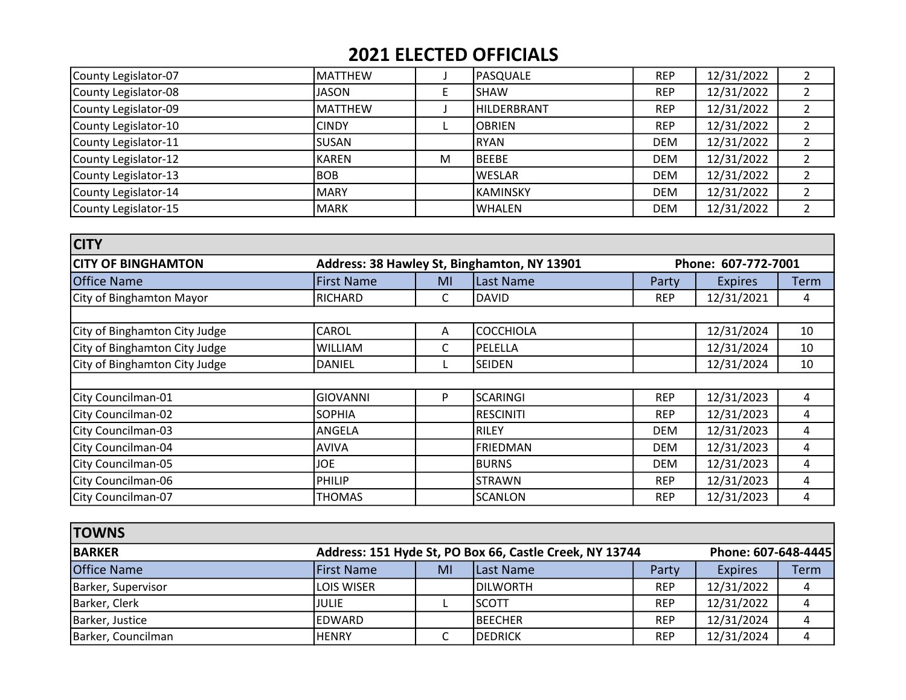# 2021 ELECTED OFFICIALS

| | | | | | | |
|---|---|---|---|---|---|---|
| County Legislator-07 | MATTHEW | J | PASQUALE | REP | 12/31/2022 | 2 |
| County Legislator-08 | JASON | E | SHAW | REP | 12/31/2022 | 2 |
| County Legislator-09 | MATTHEW | J | HILDERBRANT | REP | 12/31/2022 | 2 |
| County Legislator-10 | CINDY | L | OBRIEN | REP | 12/31/2022 | 2 |
| County Legislator-11 | SUSAN | | RYAN | DEM | 12/31/2022 | 2 |
| County Legislator-12 | KAREN | M | BEEBE | DEM | 12/31/2022 | 2 |
| County Legislator-13 | BOB | | WESLAR | DEM | 12/31/2022 | 2 |
| County Legislator-14 | MARY | | KAMINSKY | DEM | 12/31/2022 | 2 |
| County Legislator-15 | MARK | | WHALEN | DEM | 12/31/2022 | 2 |

## CITY

**CITY OF BINGHAMTON** — **Address: 38 Hawley St, Binghamton, NY 13901** — **Phone: 607-772-7001**

| Office Name | First Name | MI | Last Name | Party | Expires | Term |
|---|---|---|---|---|---|---|
| City of Binghamton Mayor | RICHARD | C | DAVID | REP | 12/31/2021 | 4 |
| | | | | | | |
| City of Binghamton City Judge | CAROL | A | COCCHIOLA | | 12/31/2024 | 10 |
| City of Binghamton City Judge | WILLIAM | C | PELELLA | | 12/31/2024 | 10 |
| City of Binghamton City Judge | DANIEL | L | SEIDEN | | 12/31/2024 | 10 |
| | | | | | | |
| City Councilman-01 | GIOVANNI | P | SCARINGI | REP | 12/31/2023 | 4 |
| City Councilman-02 | SOPHIA | | RESCINITI | REP | 12/31/2023 | 4 |
| City Councilman-03 | ANGELA | | RILEY | DEM | 12/31/2023 | 4 |
| City Councilman-04 | AVIVA | | FRIEDMAN | DEM | 12/31/2023 | 4 |
| City Councilman-05 | JOE | | BURNS | DEM | 12/31/2023 | 4 |
| City Councilman-06 | PHILIP | | STRAWN | REP | 12/31/2023 | 4 |
| City Councilman-07 | THOMAS | | SCANLON | REP | 12/31/2023 | 4 |

## TOWNS

**BARKER** — **Address: 151 Hyde St, PO Box 66, Castle Creek, NY 13744** — **Phone: 607-648-4445**

| Office Name | First Name | MI | Last Name | Party | Expires | Term |
|---|---|---|---|---|---|---|
| Barker, Supervisor | LOIS WISER | | DILWORTH | REP | 12/31/2022 | 4 |
| Barker, Clerk | JULIE | L | SCOTT | REP | 12/31/2022 | 4 |
| Barker, Justice | EDWARD | | BEECHER | REP | 12/31/2024 | 4 |
| Barker, Councilman | HENRY | C | DEDRICK | REP | 12/31/2024 | 4 |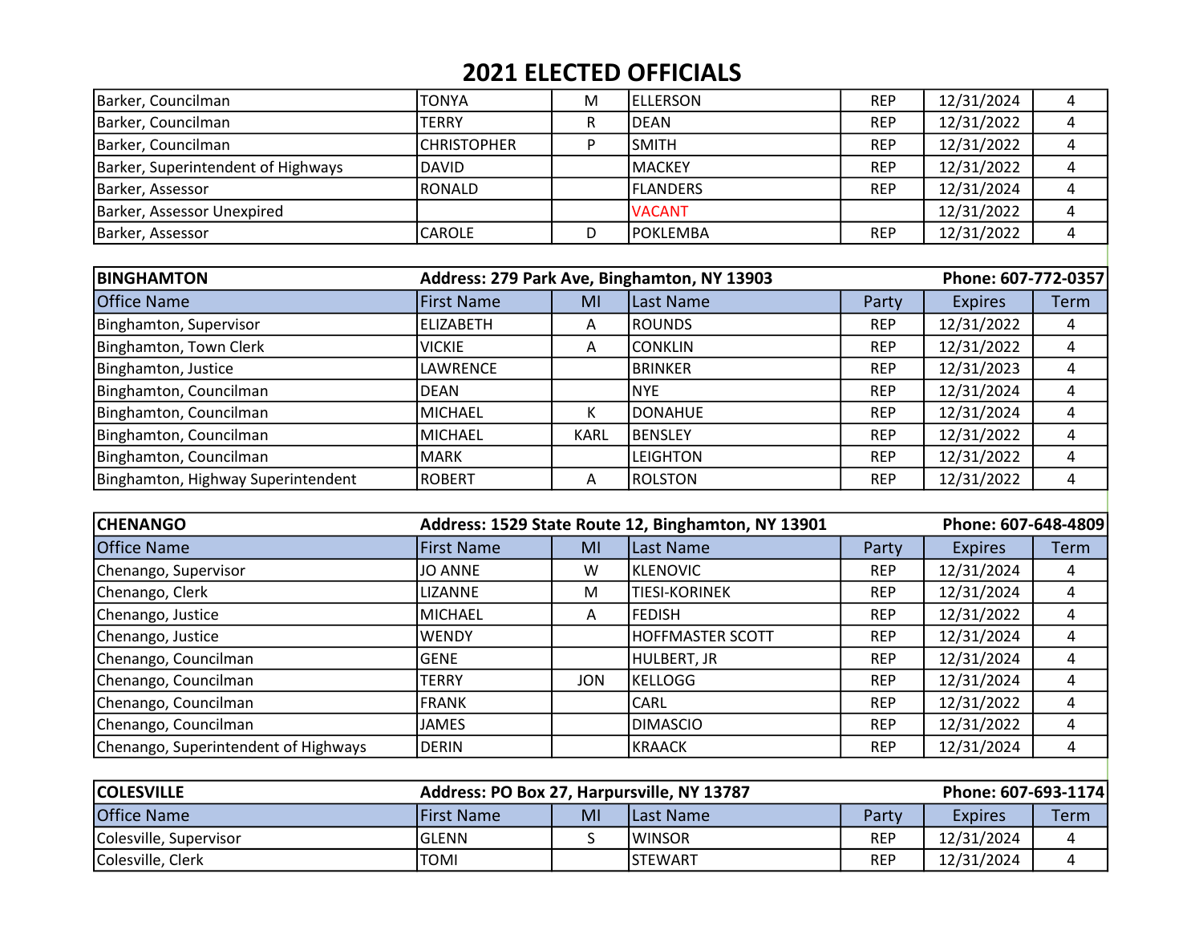# 2021 ELECTED OFFICIALS

| | | | | | | |
|---|---|---|---|---|---|---|
| Barker, Councilman | TONYA | M | ELLERSON | REP | 12/31/2024 | 4 |
| Barker, Councilman | TERRY | R | DEAN | REP | 12/31/2022 | 4 |
| Barker, Councilman | CHRISTOPHER | P | SMITH | REP | 12/31/2022 | 4 |
| Barker, Superintendent of Highways | DAVID | | MACKEY | REP | 12/31/2022 | 4 |
| Barker, Assessor | RONALD | | FLANDERS | REP | 12/31/2024 | 4 |
| Barker, Assessor Unexpired | | | VACANT | | 12/31/2022 | 4 |
| Barker, Assessor | CAROLE | D | POKLEMBA | REP | 12/31/2022 | 4 |

| **BINGHAMTON** | **Address: 279 Park Ave, Binghamton, NY 13903** | | | | **Phone: 607-772-0357** | |
|---|---|---|---|---|---|---|
| Office Name | First Name | MI | Last Name | Party | Expires | Term |
| Binghamton, Supervisor | ELIZABETH | A | ROUNDS | REP | 12/31/2022 | 4 |
| Binghamton, Town Clerk | VICKIE | A | CONKLIN | REP | 12/31/2022 | 4 |
| Binghamton, Justice | LAWRENCE | | BRINKER | REP | 12/31/2023 | 4 |
| Binghamton, Councilman | DEAN | | NYE | REP | 12/31/2024 | 4 |
| Binghamton, Councilman | MICHAEL | K | DONAHUE | REP | 12/31/2024 | 4 |
| Binghamton, Councilman | MICHAEL | KARL | BENSLEY | REP | 12/31/2022 | 4 |
| Binghamton, Councilman | MARK | | LEIGHTON | REP | 12/31/2022 | 4 |
| Binghamton, Highway Superintendent | ROBERT | A | ROLSTON | REP | 12/31/2022 | 4 |

| **CHENANGO** | **Address: 1529 State Route 12, Binghamton, NY 13901** | | | | **Phone: 607-648-4809** | |
|---|---|---|---|---|---|---|
| Office Name | First Name | MI | Last Name | Party | Expires | Term |
| Chenango, Supervisor | JO ANNE | W | KLENOVIC | REP | 12/31/2024 | 4 |
| Chenango, Clerk | LIZANNE | M | TIESI-KORINEK | REP | 12/31/2024 | 4 |
| Chenango, Justice | MICHAEL | A | FEDISH | REP | 12/31/2022 | 4 |
| Chenango, Justice | WENDY | | HOFFMASTER SCOTT | REP | 12/31/2024 | 4 |
| Chenango, Councilman | GENE | | HULBERT, JR | REP | 12/31/2024 | 4 |
| Chenango, Councilman | TERRY | JON | KELLOGG | REP | 12/31/2024 | 4 |
| Chenango, Councilman | FRANK | | CARL | REP | 12/31/2022 | 4 |
| Chenango, Councilman | JAMES | | DIMASCIO | REP | 12/31/2022 | 4 |
| Chenango, Superintendent of Highways | DERIN | | KRAACK | REP | 12/31/2024 | 4 |

| **COLESVILLE** | **Address: PO Box 27, Harpursville, NY 13787** | | | | **Phone: 607-693-1174** | |
|---|---|---|---|---|---|---|
| Office Name | First Name | MI | Last Name | Party | Expires | Term |
| Colesville, Supervisor | GLENN | S | WINSOR | REP | 12/31/2024 | 4 |
| Colesville, Clerk | TOMI | | STEWART | REP | 12/31/2024 | 4 |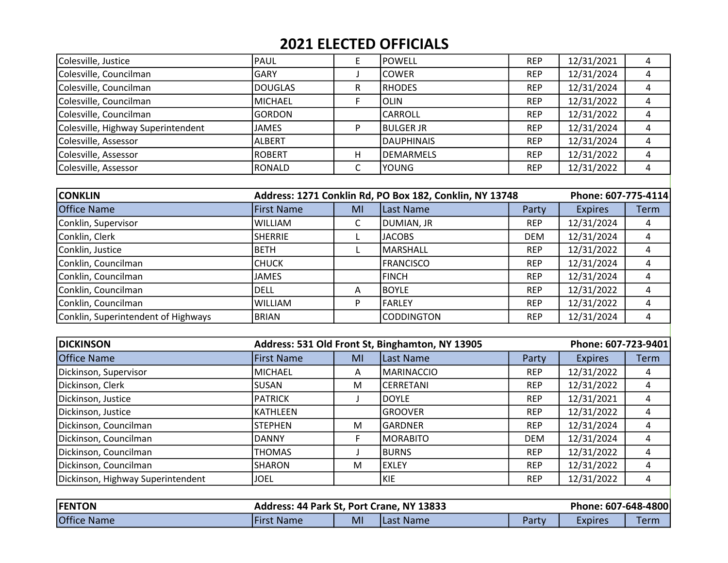# 2021 ELECTED OFFICIALS

| | | | | | | |
|---|---|---|---|---|---|---|
| Colesville, Justice | PAUL | E | POWELL | REP | 12/31/2021 | 4 |
| Colesville, Councilman | GARY | J | COWER | REP | 12/31/2024 | 4 |
| Colesville, Councilman | DOUGLAS | R | RHODES | REP | 12/31/2024 | 4 |
| Colesville, Councilman | MICHAEL | F | OLIN | REP | 12/31/2022 | 4 |
| Colesville, Councilman | GORDON | | CARROLL | REP | 12/31/2022 | 4 |
| Colesville, Highway Superintendent | JAMES | P | BULGER JR | REP | 12/31/2024 | 4 |
| Colesville, Assessor | ALBERT | | DAUPHINAIS | REP | 12/31/2024 | 4 |
| Colesville, Assessor | ROBERT | H | DEMARMELS | REP | 12/31/2022 | 4 |
| Colesville, Assessor | RONALD | C | YOUNG | REP | 12/31/2022 | 4 |

**CONKLIN** — **Address: 1271 Conklin Rd, PO Box 182, Conklin, NY 13748** — **Phone: 607-775-4114**

| Office Name | First Name | MI | Last Name | Party | Expires | Term |
|---|---|---|---|---|---|---|
| Conklin, Supervisor | WILLIAM | C | DUMIAN, JR | REP | 12/31/2024 | 4 |
| Conklin, Clerk | SHERRIE | L | JACOBS | DEM | 12/31/2024 | 4 |
| Conklin, Justice | BETH | L | MARSHALL | REP | 12/31/2022 | 4 |
| Conklin, Councilman | CHUCK | | FRANCISCO | REP | 12/31/2024 | 4 |
| Conklin, Councilman | JAMES | | FINCH | REP | 12/31/2024 | 4 |
| Conklin, Councilman | DELL | A | BOYLE | REP | 12/31/2022 | 4 |
| Conklin, Councilman | WILLIAM | P | FARLEY | REP | 12/31/2022 | 4 |
| Conklin, Superintendent of Highways | BRIAN | | CODDINGTON | REP | 12/31/2024 | 4 |

**DICKINSON** — **Address: 531 Old Front St, Binghamton, NY 13905** — **Phone: 607-723-9401**

| Office Name | First Name | MI | Last Name | Party | Expires | Term |
|---|---|---|---|---|---|---|
| Dickinson, Supervisor | MICHAEL | A | MARINACCIO | REP | 12/31/2022 | 4 |
| Dickinson, Clerk | SUSAN | M | CERRETANI | REP | 12/31/2022 | 4 |
| Dickinson, Justice | PATRICK | J | DOYLE | REP | 12/31/2021 | 4 |
| Dickinson, Justice | KATHLEEN | | GROOVER | REP | 12/31/2022 | 4 |
| Dickinson, Councilman | STEPHEN | M | GARDNER | REP | 12/31/2024 | 4 |
| Dickinson, Councilman | DANNY | F | MORABITO | DEM | 12/31/2024 | 4 |
| Dickinson, Councilman | THOMAS | J | BURNS | REP | 12/31/2022 | 4 |
| Dickinson, Councilman | SHARON | M | EXLEY | REP | 12/31/2022 | 4 |
| Dickinson, Highway Superintendent | JOEL | | KIE | REP | 12/31/2022 | 4 |

**FENTON** — **Address: 44 Park St, Port Crane, NY 13833** — **Phone: 607-648-4800**

| Office Name | First Name | MI | Last Name | Party | Expires | Term |
|---|---|---|---|---|---|---|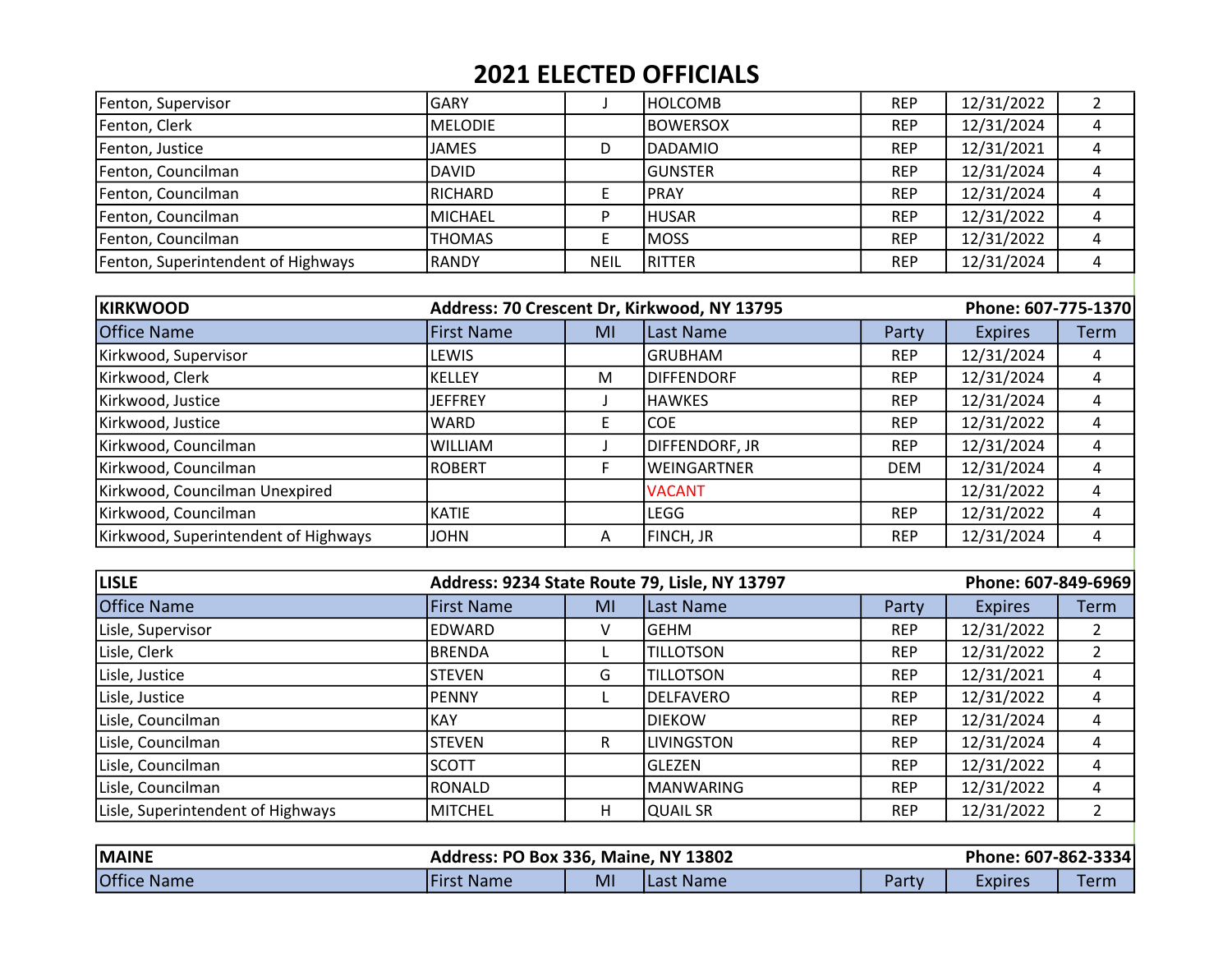# 2021 ELECTED OFFICIALS

| | | | | | | |
|---|---|---|---|---|---|---|
| Fenton, Supervisor | GARY | J | HOLCOMB | REP | 12/31/2022 | 2 |
| Fenton, Clerk | MELODIE | | BOWERSOX | REP | 12/31/2024 | 4 |
| Fenton, Justice | JAMES | D | DADAMIO | REP | 12/31/2021 | 4 |
| Fenton, Councilman | DAVID | | GUNSTER | REP | 12/31/2024 | 4 |
| Fenton, Councilman | RICHARD | E | PRAY | REP | 12/31/2024 | 4 |
| Fenton, Councilman | MICHAEL | P | HUSAR | REP | 12/31/2022 | 4 |
| Fenton, Councilman | THOMAS | E | MOSS | REP | 12/31/2022 | 4 |
| Fenton, Superintendent of Highways | RANDY | NEIL | RITTER | REP | 12/31/2024 | 4 |

| **KIRKWOOD** | **Address: 70 Crescent Dr, Kirkwood, NY 13795** | | | | | **Phone: 607-775-1370** |
|---|---|---|---|---|---|---|
| Office Name | First Name | MI | Last Name | Party | Expires | Term |
| Kirkwood, Supervisor | LEWIS | | GRUBHAM | REP | 12/31/2024 | 4 |
| Kirkwood, Clerk | KELLEY | M | DIFFENDORF | REP | 12/31/2024 | 4 |
| Kirkwood, Justice | JEFFREY | J | HAWKES | REP | 12/31/2024 | 4 |
| Kirkwood, Justice | WARD | E | COE | REP | 12/31/2022 | 4 |
| Kirkwood, Councilman | WILLIAM | J | DIFFENDORF, JR | REP | 12/31/2024 | 4 |
| Kirkwood, Councilman | ROBERT | F | WEINGARTNER | DEM | 12/31/2024 | 4 |
| Kirkwood, Councilman Unexpired | | | VACANT | | 12/31/2022 | 4 |
| Kirkwood, Councilman | KATIE | | LEGG | REP | 12/31/2022 | 4 |
| Kirkwood, Superintendent of Highways | JOHN | A | FINCH, JR | REP | 12/31/2024 | 4 |

| **LISLE** | **Address: 9234 State Route 79, Lisle, NY 13797** | | | | | **Phone: 607-849-6969** |
|---|---|---|---|---|---|---|
| Office Name | First Name | MI | Last Name | Party | Expires | Term |
| Lisle, Supervisor | EDWARD | V | GEHM | REP | 12/31/2022 | 2 |
| Lisle, Clerk | BRENDA | L | TILLOTSON | REP | 12/31/2022 | 2 |
| Lisle, Justice | STEVEN | G | TILLOTSON | REP | 12/31/2021 | 4 |
| Lisle, Justice | PENNY | L | DELFAVERO | REP | 12/31/2022 | 4 |
| Lisle, Councilman | KAY | | DIEKOW | REP | 12/31/2024 | 4 |
| Lisle, Councilman | STEVEN | R | LIVINGSTON | REP | 12/31/2024 | 4 |
| Lisle, Councilman | SCOTT | | GLEZEN | REP | 12/31/2022 | 4 |
| Lisle, Councilman | RONALD | | MANWARING | REP | 12/31/2022 | 4 |
| Lisle, Superintendent of Highways | MITCHEL | H | QUAIL SR | REP | 12/31/2022 | 2 |

| **MAINE** | **Address: PO Box 336, Maine, NY 13802** | | | | | **Phone: 607-862-3334** |
|---|---|---|---|---|---|---|
| Office Name | First Name | MI | Last Name | Party | Expires | Term |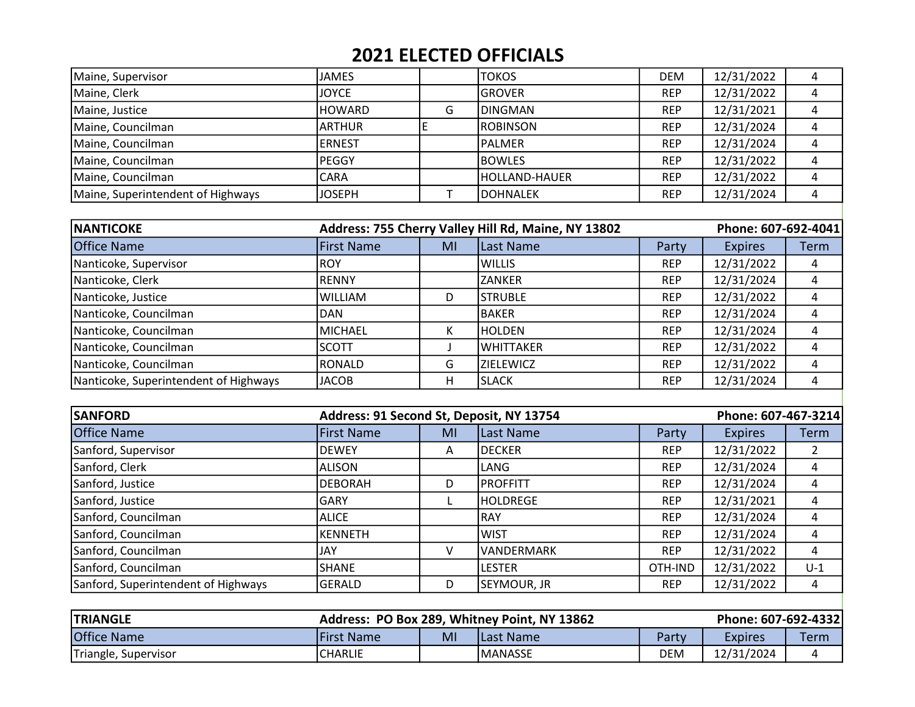# 2021 ELECTED OFFICIALS

| | | | | | | |
|---|---|---|---|---|---|---|
| Maine, Supervisor | JAMES | | TOKOS | DEM | 12/31/2022 | 4 |
| Maine, Clerk | JOYCE | | GROVER | REP | 12/31/2022 | 4 |
| Maine, Justice | HOWARD | G | DINGMAN | REP | 12/31/2021 | 4 |
| Maine, Councilman | ARTHUR | E | ROBINSON | REP | 12/31/2024 | 4 |
| Maine, Councilman | ERNEST | | PALMER | REP | 12/31/2024 | 4 |
| Maine, Councilman | PEGGY | | BOWLES | REP | 12/31/2022 | 4 |
| Maine, Councilman | CARA | | HOLLAND-HAUER | REP | 12/31/2022 | 4 |
| Maine, Superintendent of Highways | JOSEPH | T | DOHNALEK | REP | 12/31/2024 | 4 |

**NANTICOKE** — **Address: 755 Cherry Valley Hill Rd, Maine, NY 13802** — **Phone: 607-692-4041**

| Office Name | First Name | MI | Last Name | Party | Expires | Term |
|---|---|---|---|---|---|---|
| Nanticoke, Supervisor | ROY | | WILLIS | REP | 12/31/2022 | 4 |
| Nanticoke, Clerk | RENNY | | ZANKER | REP | 12/31/2024 | 4 |
| Nanticoke, Justice | WILLIAM | D | STRUBLE | REP | 12/31/2022 | 4 |
| Nanticoke, Councilman | DAN | | BAKER | REP | 12/31/2024 | 4 |
| Nanticoke, Councilman | MICHAEL | K | HOLDEN | REP | 12/31/2024 | 4 |
| Nanticoke, Councilman | SCOTT | J | WHITTAKER | REP | 12/31/2022 | 4 |
| Nanticoke, Councilman | RONALD | G | ZIELEWICZ | REP | 12/31/2022 | 4 |
| Nanticoke, Superintendent of Highways | JACOB | H | SLACK | REP | 12/31/2024 | 4 |

**SANFORD** — **Address: 91 Second St, Deposit, NY 13754** — **Phone: 607-467-3214**

| Office Name | First Name | MI | Last Name | Party | Expires | Term |
|---|---|---|---|---|---|---|
| Sanford, Supervisor | DEWEY | A | DECKER | REP | 12/31/2022 | 2 |
| Sanford, Clerk | ALISON | | LANG | REP | 12/31/2024 | 4 |
| Sanford, Justice | DEBORAH | D | PROFFITT | REP | 12/31/2024 | 4 |
| Sanford, Justice | GARY | L | HOLDREGE | REP | 12/31/2021 | 4 |
| Sanford, Councilman | ALICE | | RAY | REP | 12/31/2024 | 4 |
| Sanford, Councilman | KENNETH | | WIST | REP | 12/31/2024 | 4 |
| Sanford, Councilman | JAY | V | VANDERMARK | REP | 12/31/2022 | 4 |
| Sanford, Councilman | SHANE | | LESTER | OTH-IND | 12/31/2022 | U-1 |
| Sanford, Superintendent of Highways | GERALD | D | SEYMOUR, JR | REP | 12/31/2022 | 4 |

**TRIANGLE** — **Address: PO Box 289, Whitney Point, NY 13862** — **Phone: 607-692-4332**

| Office Name | First Name | MI | Last Name | Party | Expires | Term |
|---|---|---|---|---|---|---|
| Triangle, Supervisor | CHARLIE | | MANASSE | DEM | 12/31/2024 | 4 |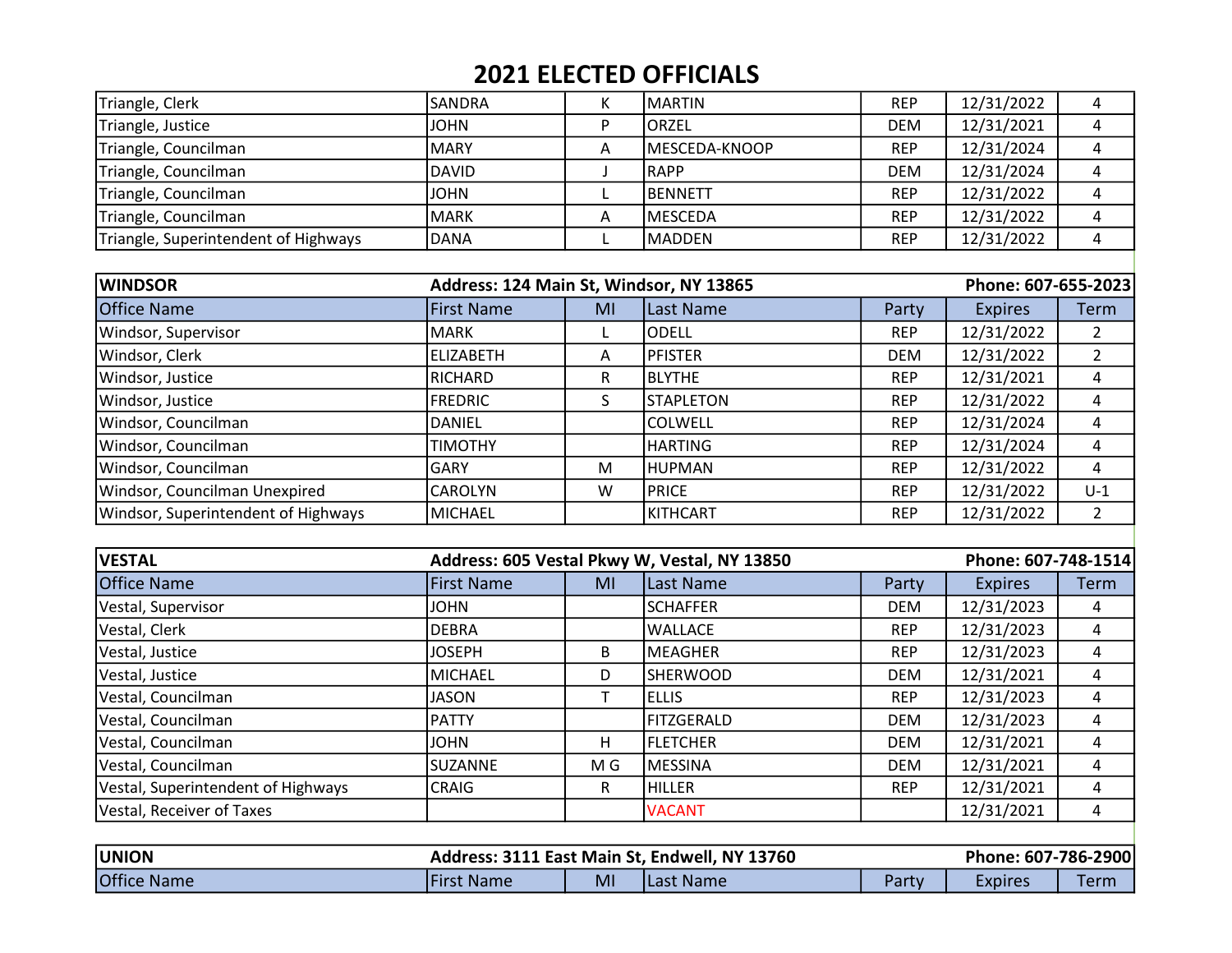# 2021 ELECTED OFFICIALS

| | | | | | | |
|---|---|---|---|---|---|---|
| Triangle, Clerk | SANDRA | K | MARTIN | REP | 12/31/2022 | 4 |
| Triangle, Justice | JOHN | P | ORZEL | DEM | 12/31/2021 | 4 |
| Triangle, Councilman | MARY | A | MESCEDA-KNOOP | REP | 12/31/2024 | 4 |
| Triangle, Councilman | DAVID | J | RAPP | DEM | 12/31/2024 | 4 |
| Triangle, Councilman | JOHN | L | BENNETT | REP | 12/31/2022 | 4 |
| Triangle, Councilman | MARK | A | MESCEDA | REP | 12/31/2022 | 4 |
| Triangle, Superintendent of Highways | DANA | L | MADDEN | REP | 12/31/2022 | 4 |

**WINDSOR** — **Address: 124 Main St, Windsor, NY 13865** — **Phone: 607-655-2023**

| Office Name | First Name | MI | Last Name | Party | Expires | Term |
|---|---|---|---|---|---|---|
| Windsor, Supervisor | MARK | L | ODELL | REP | 12/31/2022 | 2 |
| Windsor, Clerk | ELIZABETH | A | PFISTER | DEM | 12/31/2022 | 2 |
| Windsor, Justice | RICHARD | R | BLYTHE | REP | 12/31/2021 | 4 |
| Windsor, Justice | FREDRIC | S | STAPLETON | REP | 12/31/2022 | 4 |
| Windsor, Councilman | DANIEL | | COLWELL | REP | 12/31/2024 | 4 |
| Windsor, Councilman | TIMOTHY | | HARTING | REP | 12/31/2024 | 4 |
| Windsor, Councilman | GARY | M | HUPMAN | REP | 12/31/2022 | 4 |
| Windsor, Councilman Unexpired | CAROLYN | W | PRICE | REP | 12/31/2022 | U-1 |
| Windsor, Superintendent of Highways | MICHAEL | | KITHCART | REP | 12/31/2022 | 2 |

**VESTAL** — **Address: 605 Vestal Pkwy W, Vestal, NY 13850** — **Phone: 607-748-1514**

| Office Name | First Name | MI | Last Name | Party | Expires | Term |
|---|---|---|---|---|---|---|
| Vestal, Supervisor | JOHN | | SCHAFFER | DEM | 12/31/2023 | 4 |
| Vestal, Clerk | DEBRA | | WALLACE | REP | 12/31/2023 | 4 |
| Vestal, Justice | JOSEPH | B | MEAGHER | REP | 12/31/2023 | 4 |
| Vestal, Justice | MICHAEL | D | SHERWOOD | DEM | 12/31/2021 | 4 |
| Vestal, Councilman | JASON | T | ELLIS | REP | 12/31/2023 | 4 |
| Vestal, Councilman | PATTY | | FITZGERALD | DEM | 12/31/2023 | 4 |
| Vestal, Councilman | JOHN | H | FLETCHER | DEM | 12/31/2021 | 4 |
| Vestal, Councilman | SUZANNE | M G | MESSINA | DEM | 12/31/2021 | 4 |
| Vestal, Superintendent of Highways | CRAIG | R | HILLER | REP | 12/31/2021 | 4 |
| Vestal, Receiver of Taxes | | | VACANT | | 12/31/2021 | 4 |

**UNION** — **Address: 3111 East Main St, Endwell, NY 13760** — **Phone: 607-786-2900**

| Office Name | First Name | MI | Last Name | Party | Expires | Term |
|---|---|---|---|---|---|---|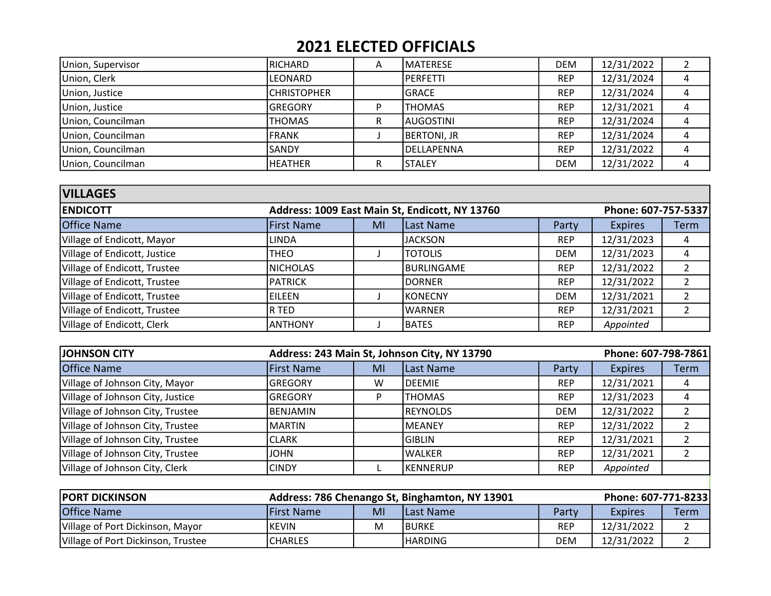# 2021 ELECTED OFFICIALS

| | | | | | | |
|---|---|---|---|---|---|---|
| Union, Supervisor | RICHARD | A | MATERESE | DEM | 12/31/2022 | 2 |
| Union, Clerk | LEONARD | | PERFETTI | REP | 12/31/2024 | 4 |
| Union, Justice | CHRISTOPHER | | GRACE | REP | 12/31/2024 | 4 |
| Union, Justice | GREGORY | P | THOMAS | REP | 12/31/2021 | 4 |
| Union, Councilman | THOMAS | R | AUGOSTINI | REP | 12/31/2024 | 4 |
| Union, Councilman | FRANK | J | BERTONI, JR | REP | 12/31/2024 | 4 |
| Union, Councilman | SANDY | | DELLAPENNA | REP | 12/31/2022 | 4 |
| Union, Councilman | HEATHER | R | STALEY | DEM | 12/31/2022 | 4 |

## VILLAGES

**ENDICOTT** — **Address: 1009 East Main St, Endicott, NY 13760** — **Phone: 607-757-5337**

| Office Name | First Name | MI | Last Name | Party | Expires | Term |
|---|---|---|---|---|---|---|
| Village of Endicott, Mayor | LINDA | | JACKSON | REP | 12/31/2023 | 4 |
| Village of Endicott, Justice | THEO | J | TOTOLIS | DEM | 12/31/2023 | 4 |
| Village of Endicott, Trustee | NICHOLAS | | BURLINGAME | REP | 12/31/2022 | 2 |
| Village of Endicott, Trustee | PATRICK | | DORNER | REP | 12/31/2022 | 2 |
| Village of Endicott, Trustee | EILEEN | J | KONECNY | DEM | 12/31/2021 | 2 |
| Village of Endicott, Trustee | R TED | | WARNER | REP | 12/31/2021 | 2 |
| Village of Endicott, Clerk | ANTHONY | J | BATES | REP | *Appointed* | |

**JOHNSON CITY** — **Address: 243 Main St, Johnson City, NY 13790** — **Phone: 607-798-7861**

| Office Name | First Name | MI | Last Name | Party | Expires | Term |
|---|---|---|---|---|---|---|
| Village of Johnson City, Mayor | GREGORY | W | DEEMIE | REP | 12/31/2021 | 4 |
| Village of Johnson City, Justice | GREGORY | P | THOMAS | REP | 12/31/2023 | 4 |
| Village of Johnson City, Trustee | BENJAMIN | | REYNOLDS | DEM | 12/31/2022 | 2 |
| Village of Johnson City, Trustee | MARTIN | | MEANEY | REP | 12/31/2022 | 2 |
| Village of Johnson City, Trustee | CLARK | | GIBLIN | REP | 12/31/2021 | 2 |
| Village of Johnson City, Trustee | JOHN | | WALKER | REP | 12/31/2021 | 2 |
| Village of Johnson City, Clerk | CINDY | L | KENNERUP | REP | *Appointed* | |

**PORT DICKINSON** — **Address: 786 Chenango St, Binghamton, NY 13901** — **Phone: 607-771-8233**

| Office Name | First Name | MI | Last Name | Party | Expires | Term |
|---|---|---|---|---|---|---|
| Village of Port Dickinson, Mayor | KEVIN | M | BURKE | REP | 12/31/2022 | 2 |
| Village of Port Dickinson, Trustee | CHARLES | | HARDING | DEM | 12/31/2022 | 2 |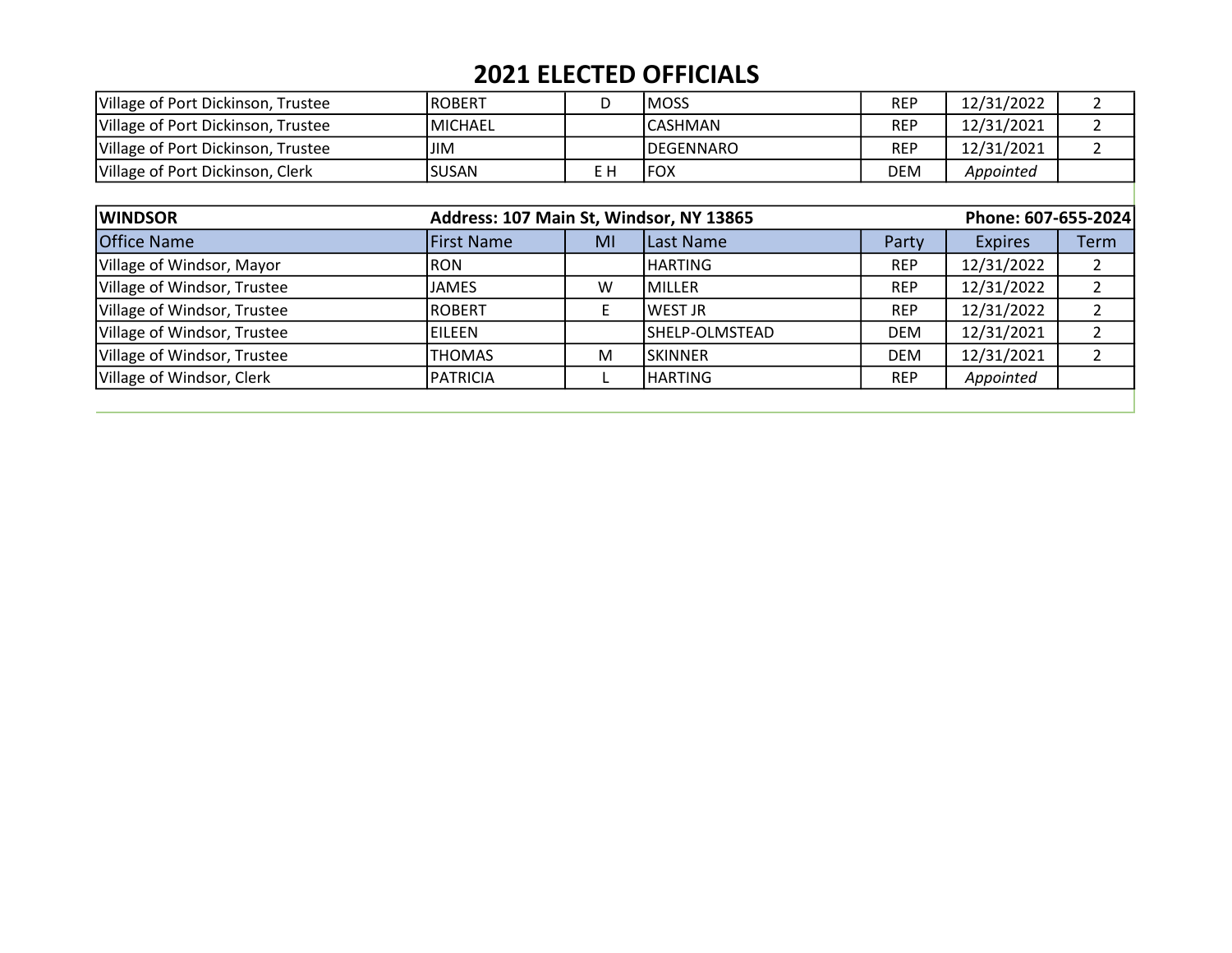# 2021 ELECTED OFFICIALS

| | | | | | | |
|---|---|---|---|---|---|---|
| Village of Port Dickinson, Trustee | ROBERT | D | MOSS | REP | 12/31/2022 | 2 |
| Village of Port Dickinson, Trustee | MICHAEL | | CASHMAN | REP | 12/31/2021 | 2 |
| Village of Port Dickinson, Trustee | JIM | | DEGENNARO | REP | 12/31/2021 | 2 |
| Village of Port Dickinson, Clerk | SUSAN | E H | FOX | DEM | *Appointed* | |

| **WINDSOR** | **Address: 107 Main St, Windsor, NY 13865** | | | | **Phone: 607-655-2024** | |
|---|---|---|---|---|---|---|
| Office Name | First Name | MI | Last Name | Party | Expires | Term |
| Village of Windsor, Mayor | RON | | HARTING | REP | 12/31/2022 | 2 |
| Village of Windsor, Trustee | JAMES | W | MILLER | REP | 12/31/2022 | 2 |
| Village of Windsor, Trustee | ROBERT | E | WEST JR | REP | 12/31/2022 | 2 |
| Village of Windsor, Trustee | EILEEN | | SHELP-OLMSTEAD | DEM | 12/31/2021 | 2 |
| Village of Windsor, Trustee | THOMAS | M | SKINNER | DEM | 12/31/2021 | 2 |
| Village of Windsor, Clerk | PATRICIA | L | HARTING | REP | *Appointed* | |